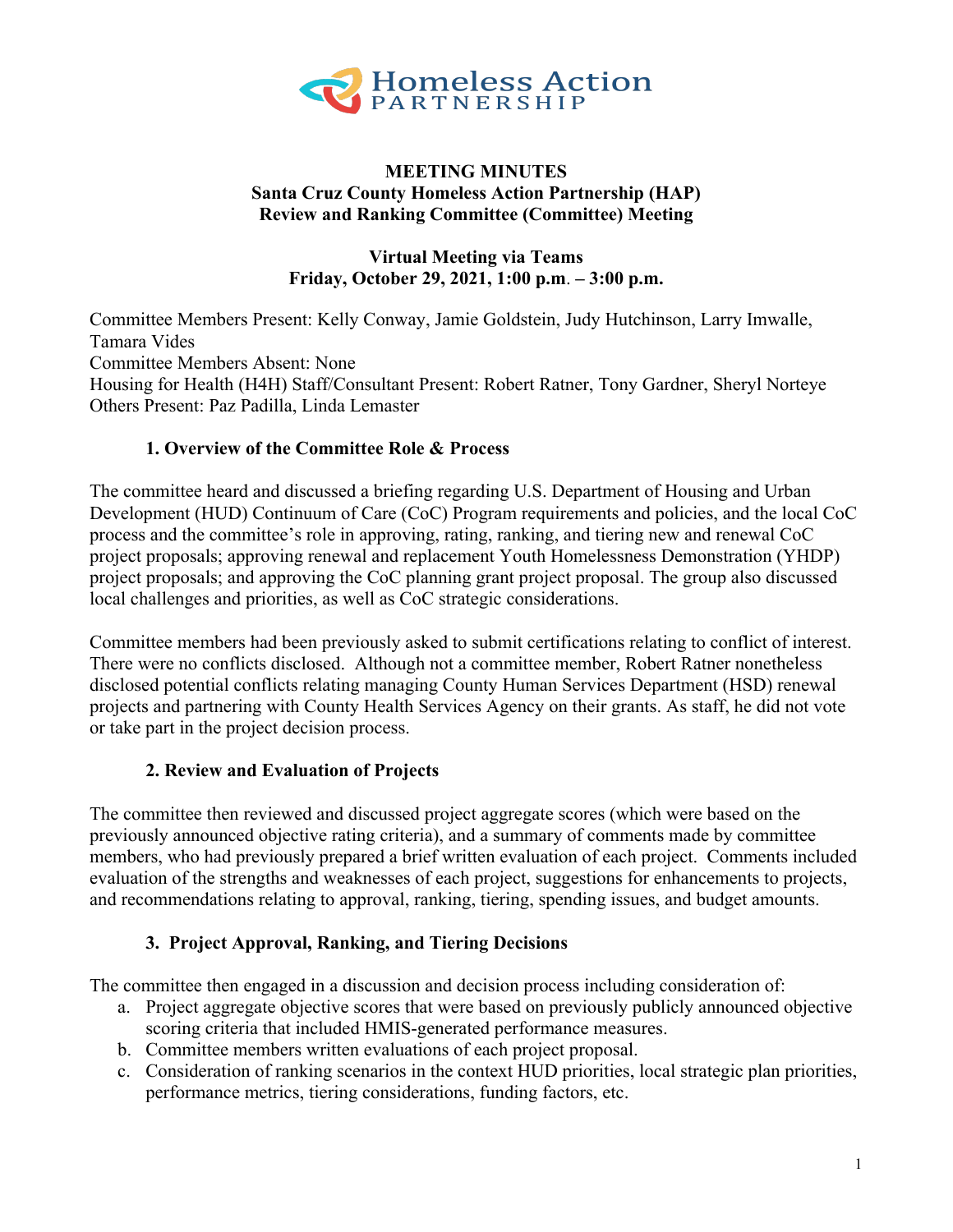# MEETING MINUTES
## Santa Cruz County Homeless Action Partnership (HAP)
## Review and Ranking Committee (Committee) Meeting

**Virtual Meeting via Teams**
**Friday, October 29, 2021, 1:00 p.m. – 3:00 p.m.**

Committee Members Present: Kelly Conway, Jamie Goldstein, Judy Hutchinson, Larry Imwalle, Tamara Vides
Committee Members Absent: None
Housing for Health (H4H) Staff/Consultant Present: Robert Ratner, Tony Gardner, Sheryl Norteye
Others Present: Paz Padilla, Linda Lemaster

### 1. Overview of the Committee Role & Process

The committee heard and discussed a briefing regarding U.S. Department of Housing and Urban Development (HUD) Continuum of Care (CoC) Program requirements and policies, and the local CoC process and the committee's role in approving, rating, ranking, and tiering new and renewal CoC project proposals; approving renewal and replacement Youth Homelessness Demonstration (YHDP) project proposals; and approving the CoC planning grant project proposal. The group also discussed local challenges and priorities, as well as CoC strategic considerations.

Committee members had been previously asked to submit certifications relating to conflict of interest. There were no conflicts disclosed. Although not a committee member, Robert Ratner nonetheless disclosed potential conflicts relating managing County Human Services Department (HSD) renewal projects and partnering with County Health Services Agency on their grants. As staff, he did not vote or take part in the project decision process.

### 2. Review and Evaluation of Projects

The committee then reviewed and discussed project aggregate scores (which were based on the previously announced objective rating criteria), and a summary of comments made by committee members, who had previously prepared a brief written evaluation of each project. Comments included evaluation of the strengths and weaknesses of each project, suggestions for enhancements to projects, and recommendations relating to approval, ranking, tiering, spending issues, and budget amounts.

### 3. Project Approval, Ranking, and Tiering Decisions

The committee then engaged in a discussion and decision process including consideration of:

a. Project aggregate objective scores that were based on previously publicly announced objective scoring criteria that included HMIS-generated performance measures.
b. Committee members written evaluations of each project proposal.
c. Consideration of ranking scenarios in the context HUD priorities, local strategic plan priorities, performance metrics, tiering considerations, funding factors, etc.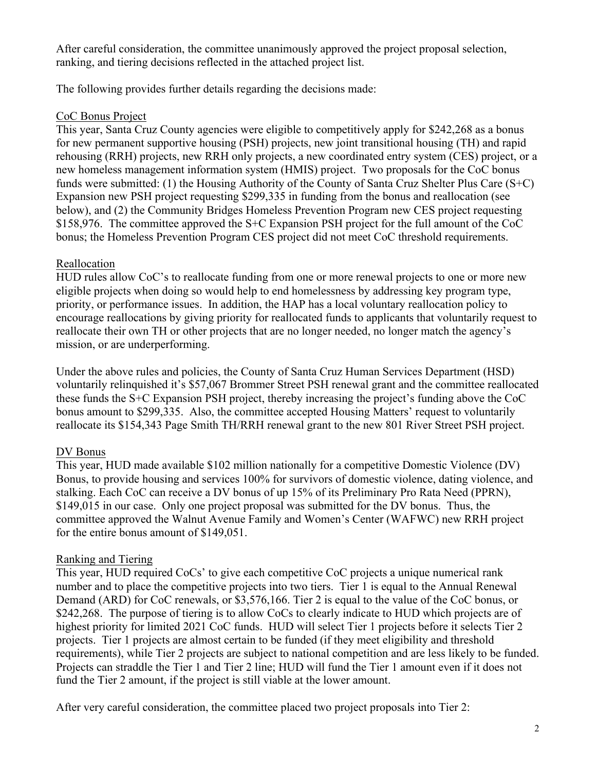After careful consideration, the committee unanimously approved the project proposal selection, ranking, and tiering decisions reflected in the attached project list.

The following provides further details regarding the decisions made:

## CoC Bonus Project

This year, Santa Cruz County agencies were eligible to competitively apply for $242,268 as a bonus for new permanent supportive housing (PSH) projects, new joint transitional housing (TH) and rapid rehousing (RRH) projects, new RRH only projects, a new coordinated entry system (CES) project, or a new homeless management information system (HMIS) project. Two proposals for the CoC bonus funds were submitted: (1) the Housing Authority of the County of Santa Cruz Shelter Plus Care (S+C) Expansion new PSH project requesting $299,335 in funding from the bonus and reallocation (see below), and (2) the Community Bridges Homeless Prevention Program new CES project requesting $158,976. The committee approved the S+C Expansion PSH project for the full amount of the CoC bonus; the Homeless Prevention Program CES project did not meet CoC threshold requirements.

## Reallocation

HUD rules allow CoC's to reallocate funding from one or more renewal projects to one or more new eligible projects when doing so would help to end homelessness by addressing key program type, priority, or performance issues. In addition, the HAP has a local voluntary reallocation policy to encourage reallocations by giving priority for reallocated funds to applicants that voluntarily request to reallocate their own TH or other projects that are no longer needed, no longer match the agency's mission, or are underperforming.

Under the above rules and policies, the County of Santa Cruz Human Services Department (HSD) voluntarily relinquished it's $57,067 Brommer Street PSH renewal grant and the committee reallocated these funds the S+C Expansion PSH project, thereby increasing the project's funding above the CoC bonus amount to $299,335. Also, the committee accepted Housing Matters' request to voluntarily reallocate its $154,343 Page Smith TH/RRH renewal grant to the new 801 River Street PSH project.

## DV Bonus

This year, HUD made available $102 million nationally for a competitive Domestic Violence (DV) Bonus, to provide housing and services 100% for survivors of domestic violence, dating violence, and stalking. Each CoC can receive a DV bonus of up 15% of its Preliminary Pro Rata Need (PPRN), $149,015 in our case. Only one project proposal was submitted for the DV bonus. Thus, the committee approved the Walnut Avenue Family and Women's Center (WAFWC) new RRH project for the entire bonus amount of $149,051.

## Ranking and Tiering

This year, HUD required CoCs' to give each competitive CoC projects a unique numerical rank number and to place the competitive projects into two tiers. Tier 1 is equal to the Annual Renewal Demand (ARD) for CoC renewals, or $3,576,166. Tier 2 is equal to the value of the CoC bonus, or $242,268. The purpose of tiering is to allow CoCs to clearly indicate to HUD which projects are of highest priority for limited 2021 CoC funds. HUD will select Tier 1 projects before it selects Tier 2 projects. Tier 1 projects are almost certain to be funded (if they meet eligibility and threshold requirements), while Tier 2 projects are subject to national competition and are less likely to be funded. Projects can straddle the Tier 1 and Tier 2 line; HUD will fund the Tier 1 amount even if it does not fund the Tier 2 amount, if the project is still viable at the lower amount.

After very careful consideration, the committee placed two project proposals into Tier 2: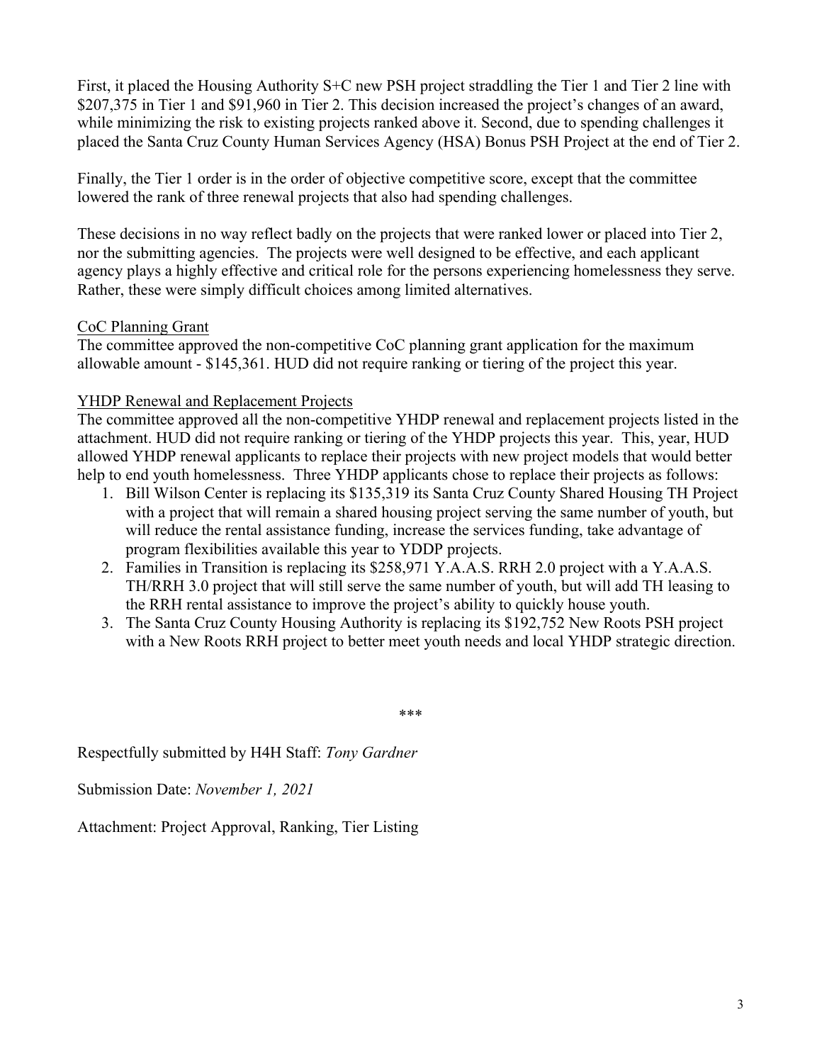First, it placed the Housing Authority S+C new PSH project straddling the Tier 1 and Tier 2 line with $207,375 in Tier 1 and $91,960 in Tier 2. This decision increased the project's changes of an award, while minimizing the risk to existing projects ranked above it. Second, due to spending challenges it placed the Santa Cruz County Human Services Agency (HSA) Bonus PSH Project at the end of Tier 2.

Finally, the Tier 1 order is in the order of objective competitive score, except that the committee lowered the rank of three renewal projects that also had spending challenges.

These decisions in no way reflect badly on the projects that were ranked lower or placed into Tier 2, nor the submitting agencies. The projects were well designed to be effective, and each applicant agency plays a highly effective and critical role for the persons experiencing homelessness they serve. Rather, these were simply difficult choices among limited alternatives.

## CoC Planning Grant

The committee approved the non-competitive CoC planning grant application for the maximum allowable amount - $145,361. HUD did not require ranking or tiering of the project this year.

## YHDP Renewal and Replacement Projects

The committee approved all the non-competitive YHDP renewal and replacement projects listed in the attachment. HUD did not require ranking or tiering of the YHDP projects this year. This, year, HUD allowed YHDP renewal applicants to replace their projects with new project models that would better help to end youth homelessness. Three YHDP applicants chose to replace their projects as follows:

1. Bill Wilson Center is replacing its $135,319 its Santa Cruz County Shared Housing TH Project with a project that will remain a shared housing project serving the same number of youth, but will reduce the rental assistance funding, increase the services funding, take advantage of program flexibilities available this year to YDDP projects.
2. Families in Transition is replacing its $258,971 Y.A.A.S. RRH 2.0 project with a Y.A.A.S. TH/RRH 3.0 project that will still serve the same number of youth, but will add TH leasing to the RRH rental assistance to improve the project's ability to quickly house youth.
3. The Santa Cruz County Housing Authority is replacing its $192,752 New Roots PSH project with a New Roots RRH project to better meet youth needs and local YHDP strategic direction.

\*\*\*

Respectfully submitted by H4H Staff: *Tony Gardner*

Submission Date: *November 1, 2021*

Attachment: Project Approval, Ranking, Tier Listing